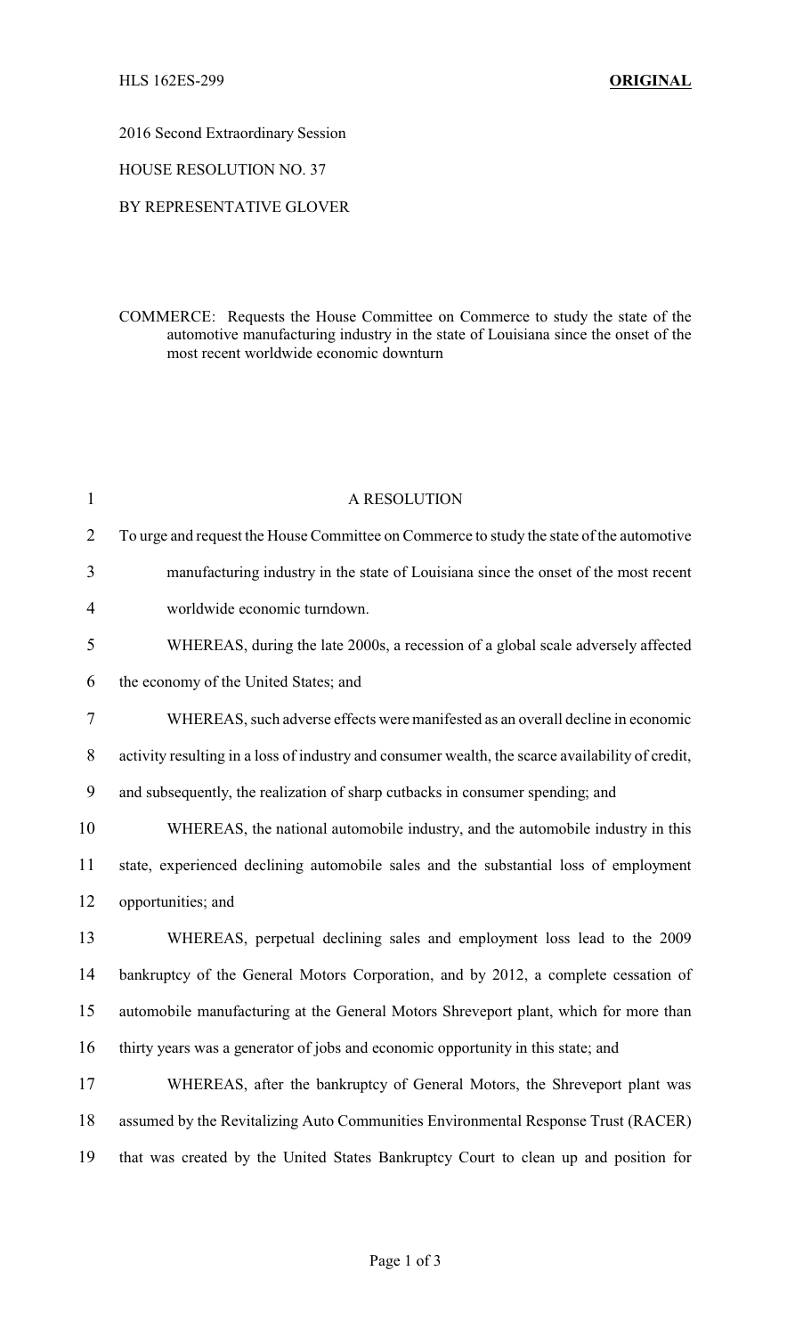HLS 162ES-299 **ORIGINAL**

2016 Second Extraordinary Session

HOUSE RESOLUTION NO. 37

BY REPRESENTATIVE GLOVER

COMMERCE: Requests the House Committee on Commerce to study the state of the automotive manufacturing industry in the state of Louisiana since the onset of the most recent worldwide economic downturn

1 A RESOLUTION

2 To urge and request the House Committee on Commerce to study the state of the automotive

3 manufacturing industry in the state of Louisiana since the onset of the most recent

4 worldwide economic turndown.

5 WHEREAS, during the late 2000s, a recession of a global scale adversely affected

6 the economy of the United States; and

7 WHEREAS, such adverse effects were manifested as an overall decline in economic

8 activity resulting in a loss of industry and consumer wealth, the scarce availability of credit,

9 and subsequently, the realization of sharp cutbacks in consumer spending; and

10 WHEREAS, the national automobile industry, and the automobile industry in this

11 state, experienced declining automobile sales and the substantial loss of employment

12 opportunities; and

13 WHEREAS, perpetual declining sales and employment loss lead to the 2009

14 bankruptcy of the General Motors Corporation, and by 2012, a complete cessation of

15 automobile manufacturing at the General Motors Shreveport plant, which for more than

16 thirty years was a generator of jobs and economic opportunity in this state; and

17 WHEREAS, after the bankruptcy of General Motors, the Shreveport plant was

18 assumed by the Revitalizing Auto Communities Environmental Response Trust (RACER)

19 that was created by the United States Bankruptcy Court to clean up and position for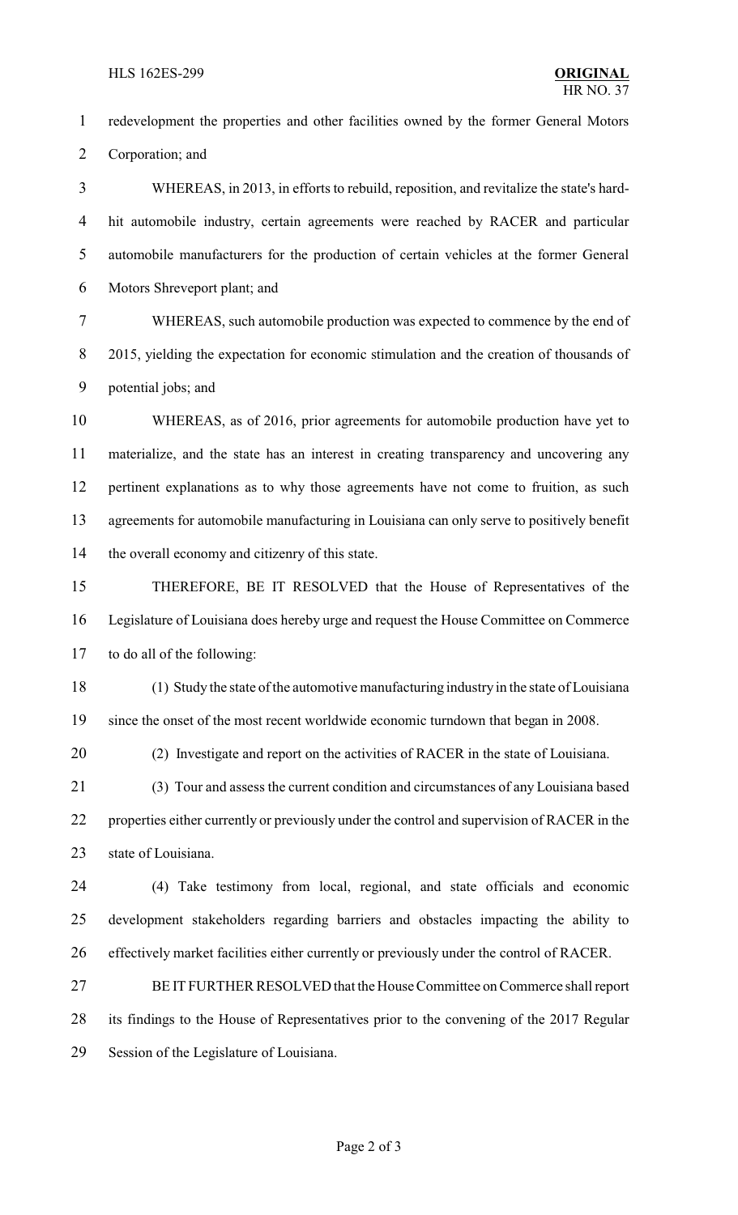redevelopment the properties and other facilities owned by the former General Motors Corporation; and

WHEREAS, in 2013, in efforts to rebuild, reposition, and revitalize the state's hard-hit automobile industry, certain agreements were reached by RACER and particular automobile manufacturers for the production of certain vehicles at the former General Motors Shreveport plant; and

WHEREAS, such automobile production was expected to commence by the end of 2015, yielding the expectation for economic stimulation and the creation of thousands of potential jobs; and

WHEREAS, as of 2016, prior agreements for automobile production have yet to materialize, and the state has an interest in creating transparency and uncovering any pertinent explanations as to why those agreements have not come to fruition, as such agreements for automobile manufacturing in Louisiana can only serve to positively benefit the overall economy and citizenry of this state.

THEREFORE, BE IT RESOLVED that the House of Representatives of the Legislature of Louisiana does hereby urge and request the House Committee on Commerce to do all of the following:

(1) Study the state of the automotive manufacturing industry in the state of Louisiana since the onset of the most recent worldwide economic turndown that began in 2008.

(2) Investigate and report on the activities of RACER in the state of Louisiana.

(3) Tour and assess the current condition and circumstances of any Louisiana based properties either currently or previously under the control and supervision of RACER in the state of Louisiana.

(4) Take testimony from local, regional, and state officials and economic development stakeholders regarding barriers and obstacles impacting the ability to effectively market facilities either currently or previously under the control of RACER.

BE IT FURTHER RESOLVED that the House Committee on Commerce shall report its findings to the House of Representatives prior to the convening of the 2017 Regular Session of the Legislature of Louisiana.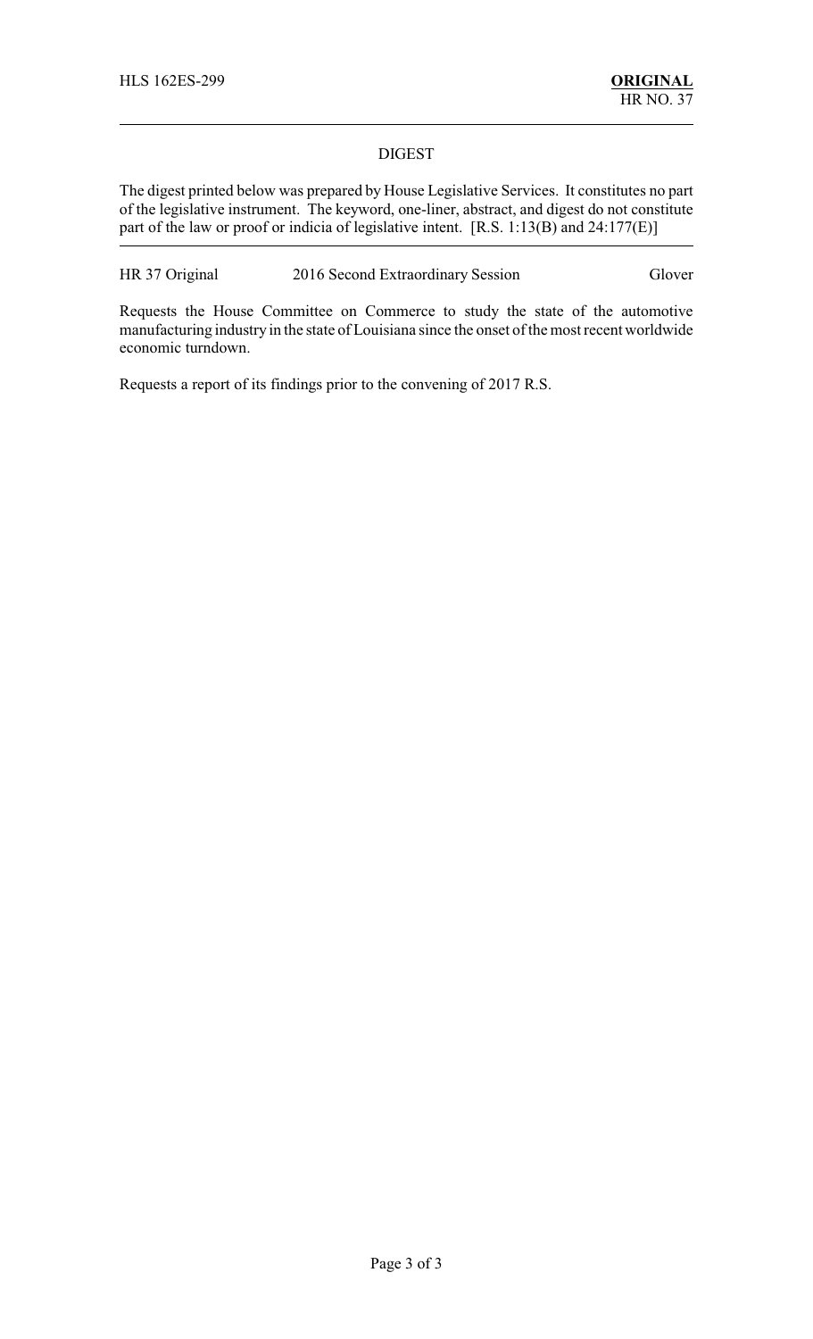## DIGEST

The digest printed below was prepared by House Legislative Services. It constitutes no part of the legislative instrument. The keyword, one-liner, abstract, and digest do not constitute part of the law or proof or indicia of legislative intent. [R.S. 1:13(B) and 24:177(E)]

HR 37 Original 2016 Second Extraordinary Session Glover

Requests the House Committee on Commerce to study the state of the automotive manufacturing industry in the state of Louisiana since the onset of the most recent worldwide economic turndown.

Requests a report of its findings prior to the convening of 2017 R.S.